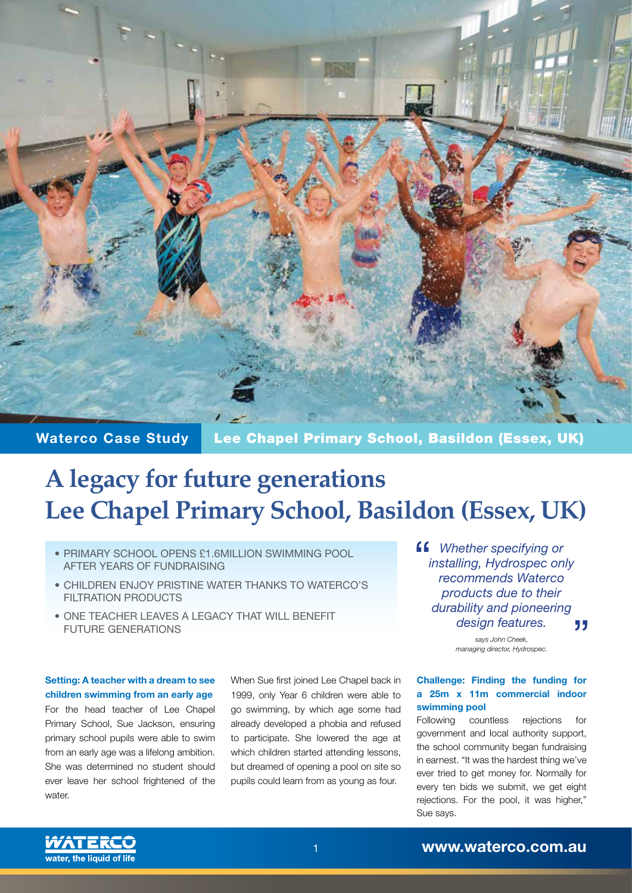**Waterco Case Study** | **Lee Chapel Primary School, Basildon (Essex, UK)**

# A legacy for future generations
# Lee Chapel Primary School, Basildon (Essex, UK)

- PRIMARY SCHOOL OPENS £1.6MILLION SWIMMING POOL AFTER YEARS OF FUNDRAISING
- CHILDREN ENJOY PRISTINE WATER THANKS TO WATERCO'S FILTRATION PRODUCTS
- ONE TEACHER LEAVES A LEGACY THAT WILL BENEFIT FUTURE GENERATIONS

> *"Whether specifying or installing, Hydrospec only recommends Waterco products due to their durability and pioneering design features."*
>
> *says John Cheek, managing director, Hydrospec.*

**Setting: A teacher with a dream to see children swimming from an early age**

For the head teacher of Lee Chapel Primary School, Sue Jackson, ensuring primary school pupils were able to swim from an early age was a lifelong ambition. She was determined no student should ever leave her school frightened of the water.

When Sue first joined Lee Chapel back in 1999, only Year 6 children were able to go swimming, by which age some had already developed a phobia and refused to participate. She lowered the age at which children started attending lessons, but dreamed of opening a pool on site so pupils could learn from as young as four.

**Challenge: Finding the funding for a 25m x 11m commercial indoor swimming pool**

Following countless rejections for government and local authority support, the school community began fundraising in earnest. "It was the hardest thing we've ever tried to get money for. Normally for every ten bids we submit, we get eight rejections. For the pool, it was higher," Sue says.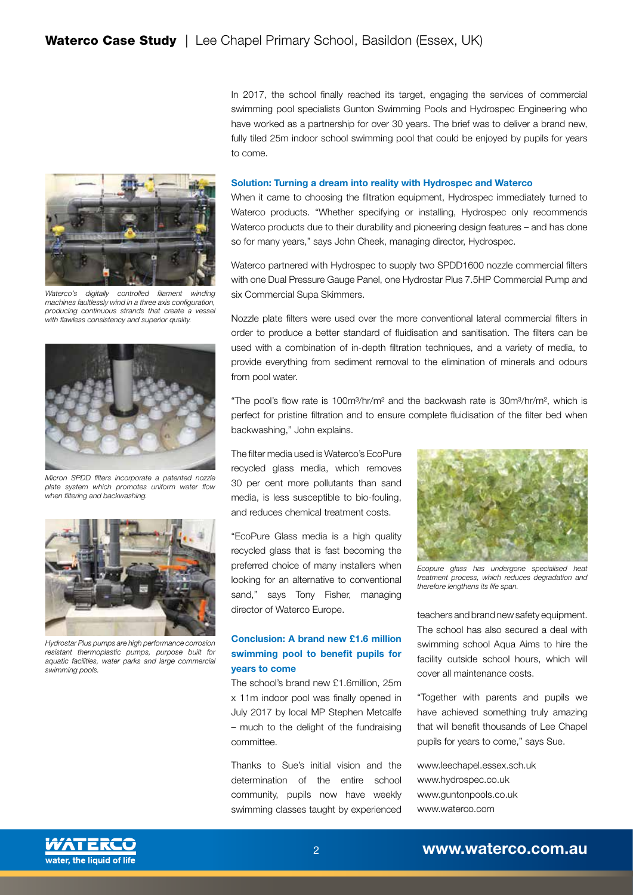In 2017, the school finally reached its target, engaging the services of commercial swimming pool specialists Gunton Swimming Pools and Hydrospec Engineering who have worked as a partnership for over 30 years. The brief was to deliver a brand new, fully tiled 25m indoor school swimming pool that could be enjoyed by pupils for years to come.

### Solution: Turning a dream into reality with Hydrospec and Waterco

When it came to choosing the filtration equipment, Hydrospec immediately turned to Waterco products. "Whether specifying or installing, Hydrospec only recommends Waterco products due to their durability and pioneering design features – and has done so for many years," says John Cheek, managing director, Hydrospec.

Waterco partnered with Hydrospec to supply two SPDD1600 nozzle commercial filters with one Dual Pressure Gauge Panel, one Hydrostar Plus 7.5HP Commercial Pump and six Commercial Supa Skimmers.

Nozzle plate filters were used over the more conventional lateral commercial filters in order to produce a better standard of fluidisation and sanitisation. The filters can be used with a combination of in-depth filtration techniques, and a variety of media, to provide everything from sediment removal to the elimination of minerals and odours from pool water.

"The pool's flow rate is 100m$^3$/hr/m$^2$ and the backwash rate is 30m$^3$/hr/m$^2$, which is perfect for pristine filtration and to ensure complete fluidisation of the filter bed when backwashing," John explains.

The filter media used is Waterco's EcoPure recycled glass media, which removes 30 per cent more pollutants than sand media, is less susceptible to bio-fouling, and reduces chemical treatment costs.

"EcoPure Glass media is a high quality recycled glass that is fast becoming the preferred choice of many installers when looking for an alternative to conventional sand," says Tony Fisher, managing director of Waterco Europe.

*Waterco's digitally controlled filament winding machines faultlessly wind in a three axis configuration, producing continuous strands that create a vessel with flawless consistency and superior quality.*

*Micron SPDD filters incorporate a patented nozzle plate system which promotes uniform water flow when filtering and backwashing.*

*Hydrostar Plus pumps are high performance corrosion resistant thermoplastic pumps, purpose built for aquatic facilities, water parks and large commercial swimming pools.*

*Ecopure glass has undergone specialised heat treatment process, which reduces degradation and therefore lengthens its life span.*

### Conclusion: A brand new £1.6 million swimming pool to benefit pupils for years to come

The school's brand new £1.6million, 25m x 11m indoor pool was finally opened in July 2017 by local MP Stephen Metcalfe – much to the delight of the fundraising committee.

Thanks to Sue's initial vision and the determination of the entire school community, pupils now have weekly swimming classes taught by experienced teachers and brand new safety equipment. The school has also secured a deal with swimming school Aqua Aims to hire the facility outside school hours, which will cover all maintenance costs.

"Together with parents and pupils we have achieved something truly amazing that will benefit thousands of Lee Chapel pupils for years to come," says Sue.

www.leechapel.essex.sch.uk
www.hydrospec.co.uk
www.guntonpools.co.uk
www.waterco.com